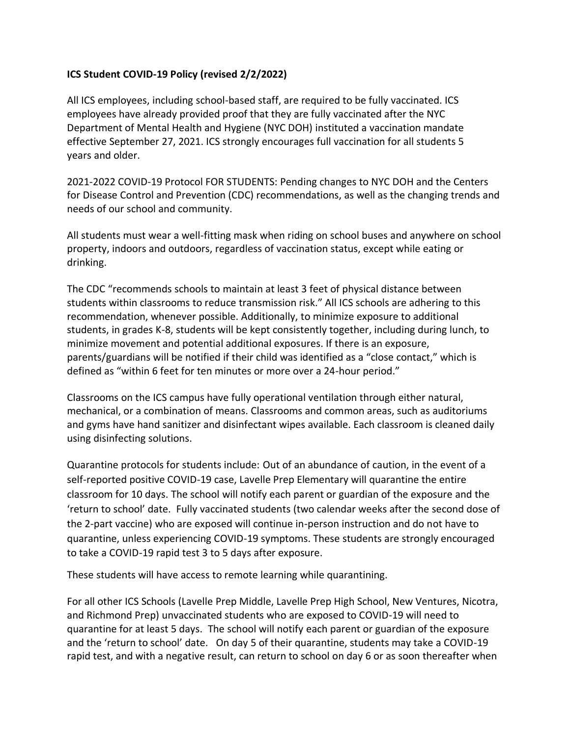**ICS Student COVID-19 Policy (revised 2/2/2022)**

All ICS employees, including school-based staff, are required to be fully vaccinated. ICS employees have already provided proof that they are fully vaccinated after the NYC Department of Mental Health and Hygiene (NYC DOH) instituted a vaccination mandate effective September 27, 2021. ICS strongly encourages full vaccination for all students 5 years and older.

2021-2022 COVID-19 Protocol FOR STUDENTS: Pending changes to NYC DOH and the Centers for Disease Control and Prevention (CDC) recommendations, as well as the changing trends and needs of our school and community.

All students must wear a well-fitting mask when riding on school buses and anywhere on school property, indoors and outdoors, regardless of vaccination status, except while eating or drinking.

The CDC "recommends schools to maintain at least 3 feet of physical distance between students within classrooms to reduce transmission risk." All ICS schools are adhering to this recommendation, whenever possible. Additionally, to minimize exposure to additional students, in grades K-8, students will be kept consistently together, including during lunch, to minimize movement and potential additional exposures. If there is an exposure, parents/guardians will be notified if their child was identified as a "close contact," which is defined as "within 6 feet for ten minutes or more over a 24-hour period."

Classrooms on the ICS campus have fully operational ventilation through either natural, mechanical, or a combination of means. Classrooms and common areas, such as auditoriums and gyms have hand sanitizer and disinfectant wipes available. Each classroom is cleaned daily using disinfecting solutions.

Quarantine protocols for students include: Out of an abundance of caution, in the event of a self-reported positive COVID-19 case, Lavelle Prep Elementary will quarantine the entire classroom for 10 days. The school will notify each parent or guardian of the exposure and the 'return to school' date. Fully vaccinated students (two calendar weeks after the second dose of the 2-part vaccine) who are exposed will continue in-person instruction and do not have to quarantine, unless experiencing COVID-19 symptoms. These students are strongly encouraged to take a COVID-19 rapid test 3 to 5 days after exposure.

These students will have access to remote learning while quarantining.

For all other ICS Schools (Lavelle Prep Middle, Lavelle Prep High School, New Ventures, Nicotra, and Richmond Prep) unvaccinated students who are exposed to COVID-19 will need to quarantine for at least 5 days. The school will notify each parent or guardian of the exposure and the 'return to school' date. On day 5 of their quarantine, students may take a COVID-19 rapid test, and with a negative result, can return to school on day 6 or as soon thereafter when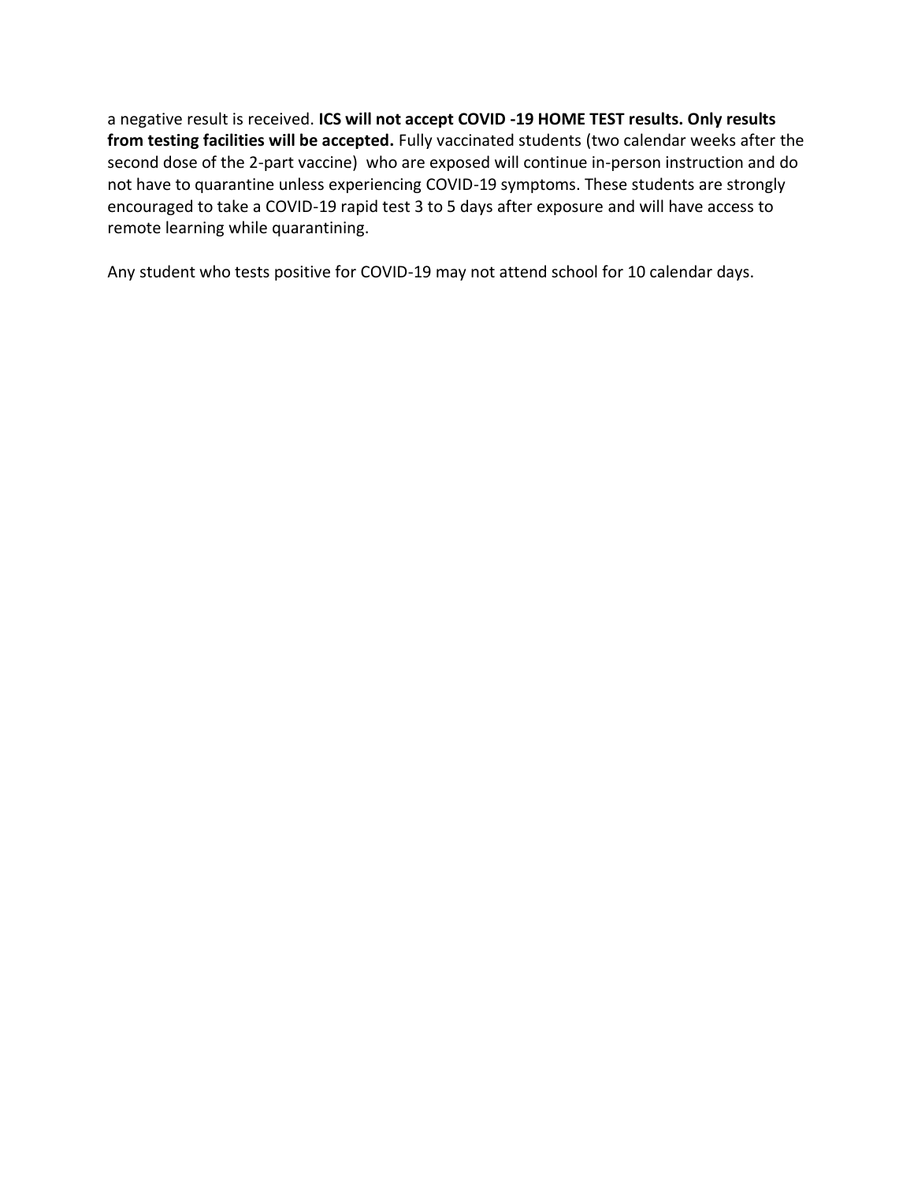a negative result is received. **ICS will not accept COVID -19 HOME TEST results. Only results from testing facilities will be accepted.** Fully vaccinated students (two calendar weeks after the second dose of the 2-part vaccine) who are exposed will continue in-person instruction and do not have to quarantine unless experiencing COVID-19 symptoms. These students are strongly encouraged to take a COVID-19 rapid test 3 to 5 days after exposure and will have access to remote learning while quarantining.

Any student who tests positive for COVID-19 may not attend school for 10 calendar days.